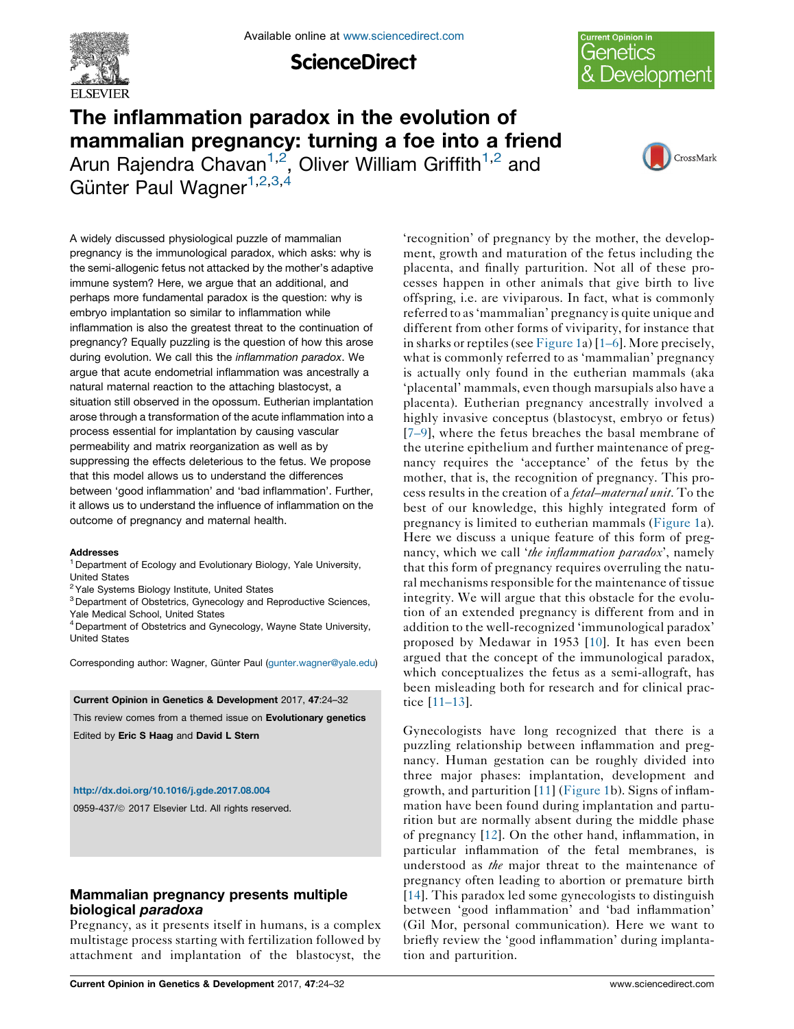# The inflammation paradox in the evolution of mammalian pregnancy: turning a foe into a friend

Arun Rajendra Chavan[1,2], Oliver William Griffith[1,2] and Günter Paul Wagner[1,2,3,4]

A widely discussed physiological puzzle of mammalian pregnancy is the immunological paradox, which asks: why is the semi-allogenic fetus not attacked by the mother's adaptive immune system? Here, we argue that an additional, and perhaps more fundamental paradox is the question: why is embryo implantation so similar to inflammation while inflammation is also the greatest threat to the continuation of pregnancy? Equally puzzling is the question of how this arose during evolution. We call this the *inflammation paradox*. We argue that acute endometrial inflammation was ancestrally a natural maternal reaction to the attaching blastocyst, a situation still observed in the opossum. Eutherian implantation arose through a transformation of the acute inflammation into a process essential for implantation by causing vascular permeability and matrix reorganization as well as by suppressing the effects deleterious to the fetus. We propose that this model allows us to understand the differences between 'good inflammation' and 'bad inflammation'. Further, it allows us to understand the influence of inflammation on the outcome of pregnancy and maternal health.

**Addresses**

[1] Department of Ecology and Evolutionary Biology, Yale University, United States

[2] Yale Systems Biology Institute, United States

[3] Department of Obstetrics, Gynecology and Reproductive Sciences, Yale Medical School, United States

[4] Department of Obstetrics and Gynecology, Wayne State University, United States

Corresponding author: Wagner, Günter Paul (gunter.wagner@yale.edu)

**Current Opinion in Genetics & Development** 2017, **47**:24–32

This review comes from a themed issue on **Evolutionary genetics**

Edited by **Eric S Haag** and **David L Stern**

http://dx.doi.org/10.1016/j.gde.2017.08.004

0959-437/© 2017 Elsevier Ltd. All rights reserved.

## Mammalian pregnancy presents multiple biological *paradoxa*

Pregnancy, as it presents itself in humans, is a complex multistage process starting with fertilization followed by attachment and implantation of the blastocyst, the 'recognition' of pregnancy by the mother, the development, growth and maturation of the fetus including the placenta, and finally parturition. Not all of these processes happen in other animals that give birth to live offspring, i.e. are viviparous. In fact, what is commonly referred to as 'mammalian' pregnancy is quite unique and different from other forms of viviparity, for instance that in sharks or reptiles (see Figure 1a) [1–6]. More precisely, what is commonly referred to as 'mammalian' pregnancy is actually only found in the eutherian mammals (aka 'placental' mammals, even though marsupials also have a placenta). Eutherian pregnancy ancestrally involved a highly invasive conceptus (blastocyst, embryo or fetus) [7–9], where the fetus breaches the basal membrane of the uterine epithelium and further maintenance of pregnancy requires the 'acceptance' of the fetus by the mother, that is, the recognition of pregnancy. This process results in the creation of a *fetal–maternal unit*. To the best of our knowledge, this highly integrated form of pregnancy is limited to eutherian mammals (Figure 1a). Here we discuss a unique feature of this form of pregnancy, which we call '*the inflammation paradox*', namely that this form of pregnancy requires overruling the natural mechanisms responsible for the maintenance of tissue integrity. We will argue that this obstacle for the evolution of an extended pregnancy is different from and in addition to the well-recognized 'immunological paradox' proposed by Medawar in 1953 [10]. It has even been argued that the concept of the immunological paradox, which conceptualizes the fetus as a semi-allograft, has been misleading both for research and for clinical practice [11–13].

Gynecologists have long recognized that there is a puzzling relationship between inflammation and pregnancy. Human gestation can be roughly divided into three major phases: implantation, development and growth, and parturition [11] (Figure 1b). Signs of inflammation have been found during implantation and parturition but are normally absent during the middle phase of pregnancy [12]. On the other hand, inflammation, in particular inflammation of the fetal membranes, is understood as *the* major threat to the maintenance of pregnancy often leading to abortion or premature birth [14]. This paradox led some gynecologists to distinguish between 'good inflammation' and 'bad inflammation' (Gil Mor, personal communication). Here we want to briefly review the 'good inflammation' during implantation and parturition.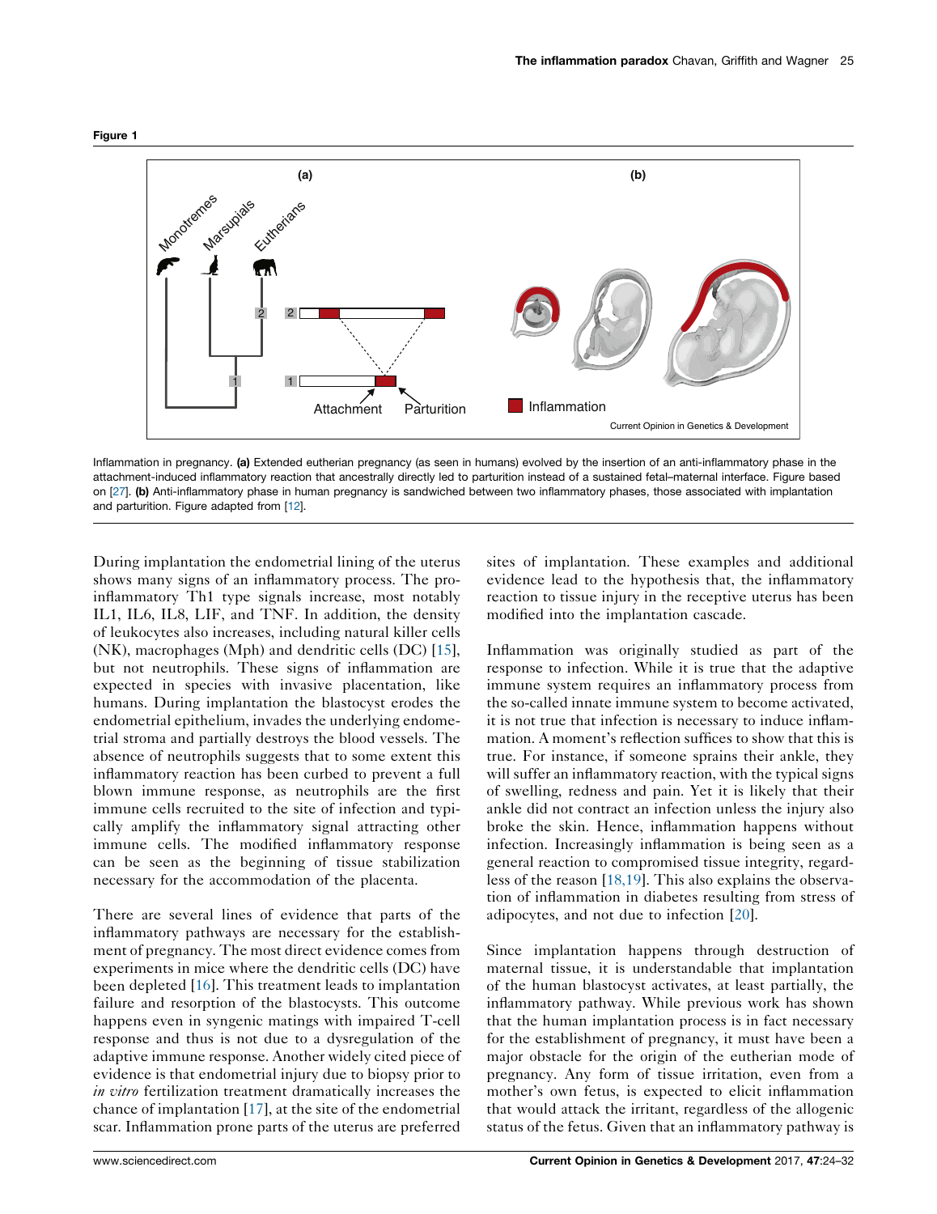Figure 1

Inflammation in pregnancy. **(a)** Extended eutherian pregnancy (as seen in humans) evolved by the insertion of an anti-inflammatory phase in the attachment-induced inflammatory reaction that ancestrally directly led to parturition instead of a sustained fetal–maternal interface. Figure based on [27]. **(b)** Anti-inflammatory phase in human pregnancy is sandwiched between two inflammatory phases, those associated with implantation and parturition. Figure adapted from [12].

During implantation the endometrial lining of the uterus shows many signs of an inflammatory process. The pro-inflammatory Th1 type signals increase, most notably IL1, IL6, IL8, LIF, and TNF. In addition, the density of leukocytes also increases, including natural killer cells (NK), macrophages (Mph) and dendritic cells (DC) [15], but not neutrophils. These signs of inflammation are expected in species with invasive placentation, like humans. During implantation the blastocyst erodes the endometrial epithelium, invades the underlying endometrial stroma and partially destroys the blood vessels. The absence of neutrophils suggests that to some extent this inflammatory reaction has been curbed to prevent a full blown immune response, as neutrophils are the first immune cells recruited to the site of infection and typically amplify the inflammatory signal attracting other immune cells. The modified inflammatory response can be seen as the beginning of tissue stabilization necessary for the accommodation of the placenta.

There are several lines of evidence that parts of the inflammatory pathways are necessary for the establishment of pregnancy. The most direct evidence comes from experiments in mice where the dendritic cells (DC) have been depleted [16]. This treatment leads to implantation failure and resorption of the blastocysts. This outcome happens even in syngenic matings with impaired T-cell response and thus is not due to a dysregulation of the adaptive immune response. Another widely cited piece of evidence is that endometrial injury due to biopsy prior to *in vitro* fertilization treatment dramatically increases the chance of implantation [17], at the site of the endometrial scar. Inflammation prone parts of the uterus are preferred sites of implantation. These examples and additional evidence lead to the hypothesis that, the inflammatory reaction to tissue injury in the receptive uterus has been modified into the implantation cascade.

Inflammation was originally studied as part of the response to infection. While it is true that the adaptive immune system requires an inflammatory process from the so-called innate immune system to become activated, it is not true that infection is necessary to induce inflammation. A moment's reflection suffices to show that this is true. For instance, if someone sprains their ankle, they will suffer an inflammatory reaction, with the typical signs of swelling, redness and pain. Yet it is likely that their ankle did not contract an infection unless the injury also broke the skin. Hence, inflammation happens without infection. Increasingly inflammation is being seen as a general reaction to compromised tissue integrity, regardless of the reason [18,19]. This also explains the observation of inflammation in diabetes resulting from stress of adipocytes, and not due to infection [20].

Since implantation happens through destruction of maternal tissue, it is understandable that implantation of the human blastocyst activates, at least partially, the inflammatory pathway. While previous work has shown that the human implantation process is in fact necessary for the establishment of pregnancy, it must have been a major obstacle for the origin of the eutherian mode of pregnancy. Any form of tissue irritation, even from a mother's own fetus, is expected to elicit inflammation that would attack the irritant, regardless of the allogenic status of the fetus. Given that an inflammatory pathway is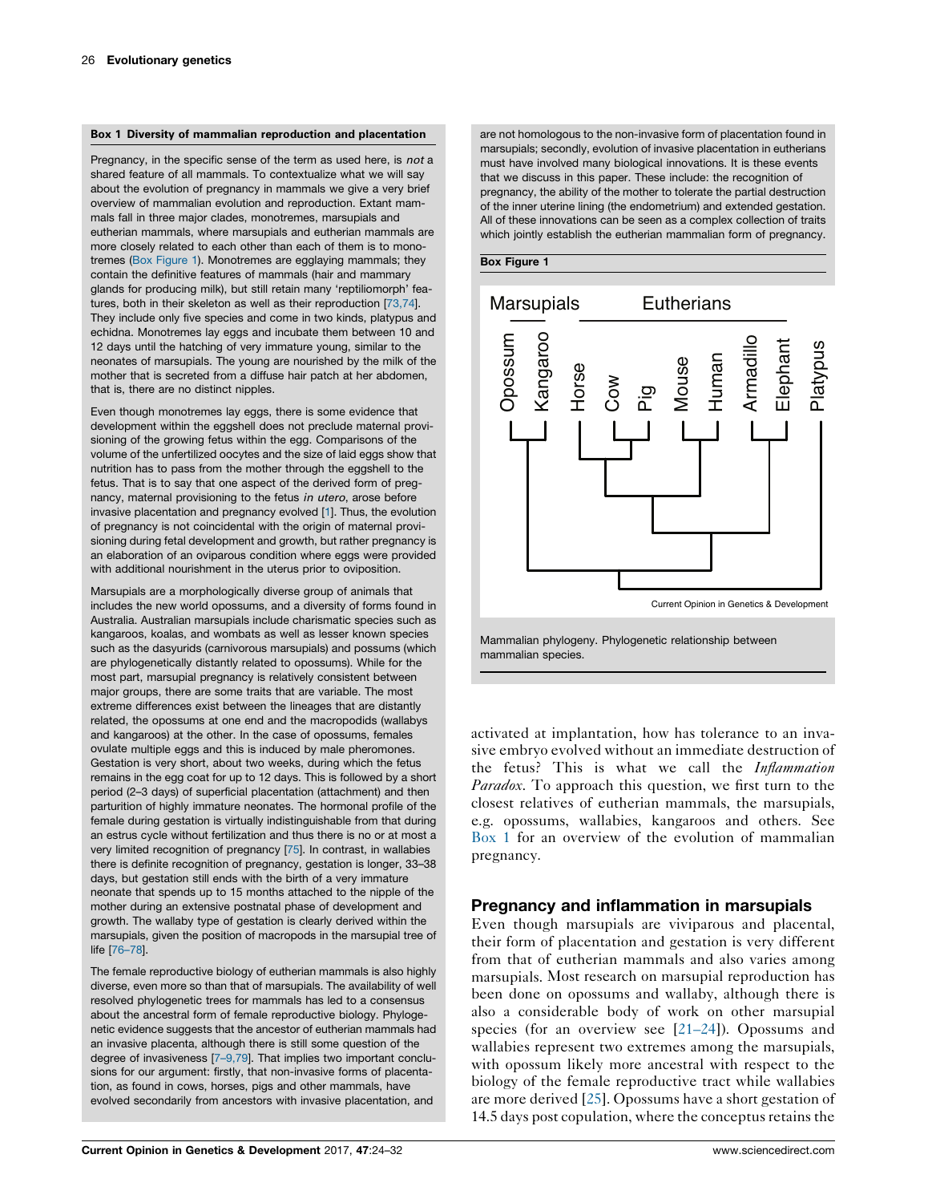### Box 1 Diversity of mammalian reproduction and placentation

Pregnancy, in the specific sense of the term as used here, is *not* a shared feature of all mammals. To contextualize what we will say about the evolution of pregnancy in mammals we give a very brief overview of mammalian evolution and reproduction. Extant mammals fall in three major clades, monotremes, marsupials and eutherian mammals, where marsupials and eutherian mammals are more closely related to each other than each of them is to monotremes (Box Figure 1). Monotremes are egglaying mammals; they contain the definitive features of mammals (hair and mammary glands for producing milk), but still retain many 'reptiliomorph' features, both in their skeleton as well as their reproduction [73,74]. They include only five species and come in two kinds, platypus and echidna. Monotremes lay eggs and incubate them between 10 and 12 days until the hatching of very immature young, similar to the neonates of marsupials. The young are nourished by the milk of the mother that is secreted from a diffuse hair patch at her abdomen, that is, there are no distinct nipples.

Even though monotremes lay eggs, there is some evidence that development within the eggshell does not preclude maternal provisioning of the growing fetus within the egg. Comparisons of the volume of the unfertilized oocytes and the size of laid eggs show that nutrition has to pass from the mother through the eggshell to the fetus. That is to say that one aspect of the derived form of pregnancy, maternal provisioning to the fetus *in utero*, arose before invasive placentation and pregnancy evolved [1]. Thus, the evolution of pregnancy is not coincidental with the origin of maternal provisioning during fetal development and growth, but rather pregnancy is an elaboration of an oviparous condition where eggs were provided with additional nourishment in the uterus prior to oviposition.

Marsupials are a morphologically diverse group of animals that includes the new world opossums, and a diversity of forms found in Australia. Australian marsupials include charismatic species such as kangaroos, koalas, and wombats as well as lesser known species such as the dasyurids (carnivorous marsupials) and possums (which are phylogenetically distantly related to opossums). While for the most part, marsupial pregnancy is relatively consistent between major groups, there are some traits that are variable. The most extreme differences exist between the lineages that are distantly related, the opossums at one end and the macropodids (wallabys and kangaroos) at the other. In the case of opossums, females ovulate multiple eggs and this is induced by male pheromones. Gestation is very short, about two weeks, during which the fetus remains in the egg coat for up to 12 days. This is followed by a short period (2–3 days) of superficial placentation (attachment) and then parturition of highly immature neonates. The hormonal profile of the female during gestation is virtually indistinguishable from that during an estrus cycle without fertilization and thus there is no or at most a very limited recognition of pregnancy [75]. In contrast, in wallabies there is definite recognition of pregnancy, gestation is longer, 33–38 days, but gestation still ends with the birth of a very immature neonate that spends up to 15 months attached to the nipple of the mother during an extensive postnatal phase of development and growth. The wallaby type of gestation is clearly derived within the marsupials, given the position of macropods in the marsupial tree of life [76–78].

The female reproductive biology of eutherian mammals is also highly diverse, even more so than that of marsupials. The availability of well resolved phylogenetic trees for mammals has led to a consensus about the ancestral form of female reproductive biology. Phylogenetic evidence suggests that the ancestor of eutherian mammals had an invasive placenta, although there is still some question of the degree of invasiveness [7–9,79]. That implies two important conclusions for our argument: firstly, that non-invasive forms of placentation, as found in cows, horses, pigs and other mammals, have evolved secondarily from ancestors with invasive placentation, and are not homologous to the non-invasive form of placentation found in marsupials; secondly, evolution of invasive placentation in eutherians must have involved many biological innovations. It is these events that we discuss in this paper. These include: the recognition of pregnancy, the ability of the mother to tolerate the partial destruction of the inner uterine lining (the endometrium) and extended gestation. All of these innovations can be seen as a complex collection of traits which jointly establish the eutherian mammalian form of pregnancy.

**Box Figure 1**

Marsupials
Eutherians
Opossum
Kangaroo
Horse
Cow
Pig
Mouse
Human
Armadillo
Elephant
Platypus

Current Opinion in Genetics & Development

Mammalian phylogeny. Phylogenetic relationship between mammalian species.

activated at implantation, how has tolerance to an invasive embryo evolved without an immediate destruction of the fetus? This is what we call the *Inflammation Paradox*. To approach this question, we first turn to the closest relatives of eutherian mammals, the marsupials, e.g. opossums, wallabies, kangaroos and others. See Box 1 for an overview of the evolution of mammalian pregnancy.

## Pregnancy and inflammation in marsupials

Even though marsupials are viviparous and placental, their form of placentation and gestation is very different from that of eutherian mammals and also varies among marsupials. Most research on marsupial reproduction has been done on opossums and wallaby, although there is also a considerable body of work on other marsupial species (for an overview see [21–24]). Opossums and wallabies represent two extremes among the marsupials, with opossum likely more ancestral with respect to the biology of the female reproductive tract while wallabies are more derived [25]. Opossums have a short gestation of 14.5 days post copulation, where the conceptus retains the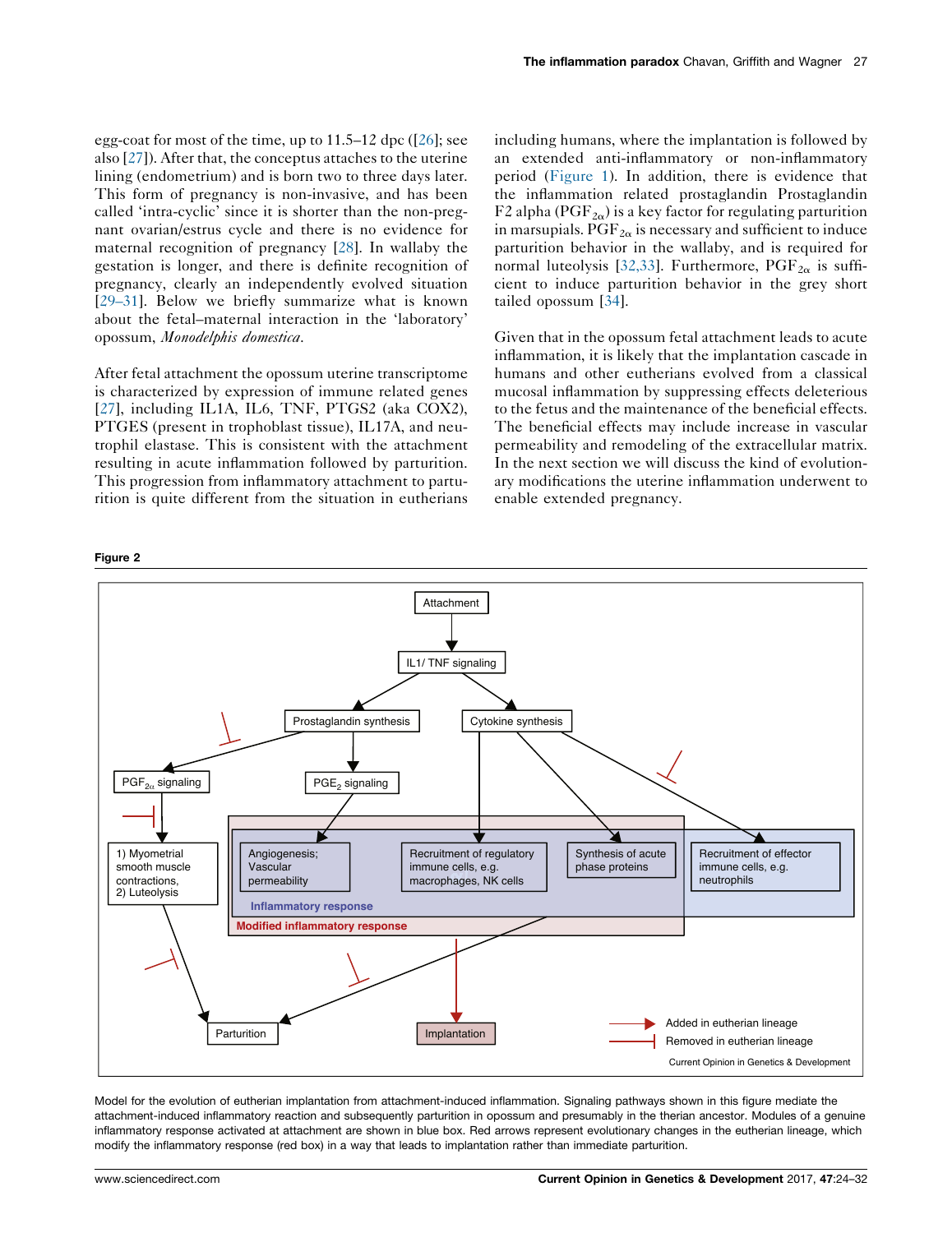egg-coat for most of the time, up to 11.5–12 dpc ([26]; see also [27]). After that, the conceptus attaches to the uterine lining (endometrium) and is born two to three days later. This form of pregnancy is non-invasive, and has been called 'intra-cyclic' since it is shorter than the non-pregnant ovarian/estrus cycle and there is no evidence for maternal recognition of pregnancy [28]. In wallaby the gestation is longer, and there is definite recognition of pregnancy, clearly an independently evolved situation [29–31]. Below we briefly summarize what is known about the fetal–maternal interaction in the 'laboratory' opossum, *Monodelphis domestica*.

After fetal attachment the opossum uterine transcriptome is characterized by expression of immune related genes [27], including IL1A, IL6, TNF, PTGS2 (aka COX2), PTGES (present in trophoblast tissue), IL17A, and neutrophil elastase. This is consistent with the attachment resulting in acute inflammation followed by parturition. This progression from inflammatory attachment to parturition is quite different from the situation in eutherians including humans, where the implantation is followed by an extended anti-inflammatory or non-inflammatory period (Figure 1). In addition, there is evidence that the inflammation related prostaglandin Prostaglandin F2 alpha ($PGF_{2\alpha}$) is a key factor for regulating parturition in marsupials. $PGF_{2\alpha}$ is necessary and sufficient to induce parturition behavior in the wallaby, and is required for normal luteolysis [32,33]. Furthermore, $PGF_{2\alpha}$ is sufficient to induce parturition behavior in the grey short tailed opossum [34].

Given that in the opossum fetal attachment leads to acute inflammation, it is likely that the implantation cascade in humans and other eutherians evolved from a classical mucosal inflammation by suppressing effects deleterious to the fetus and the maintenance of the beneficial effects. The beneficial effects may include increase in vascular permeability and remodeling of the extracellular matrix. In the next section we will discuss the kind of evolutionary modifications the uterine inflammation underwent to enable extended pregnancy.

**Figure 2**

Model for the evolution of eutherian implantation from attachment-induced inflammation. Signaling pathways shown in this figure mediate the attachment-induced inflammatory reaction and subsequently parturition in opossum and presumably in the therian ancestor. Modules of a genuine inflammatory response activated at attachment are shown in blue box. Red arrows represent evolutionary changes in the eutherian lineage, which modify the inflammatory response (red box) in a way that leads to implantation rather than immediate parturition.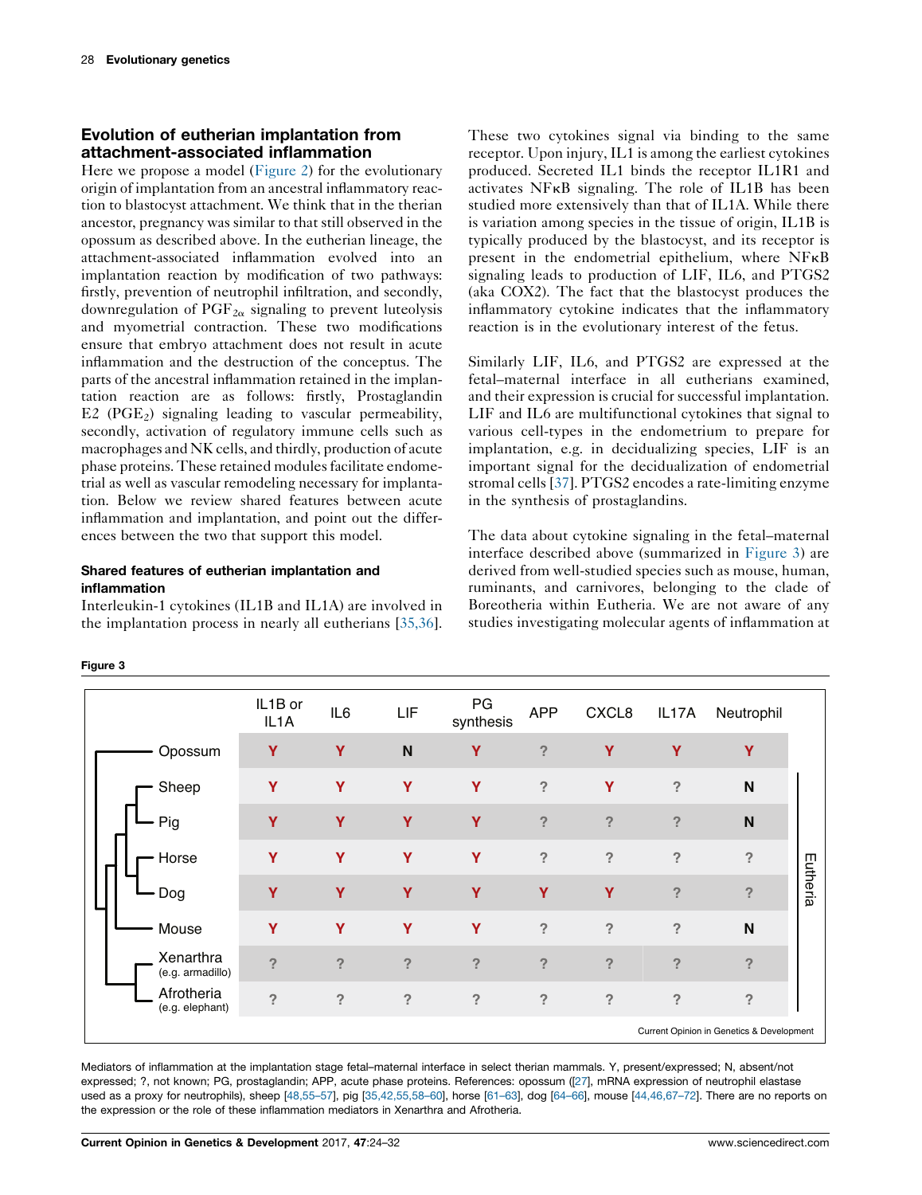## Evolution of eutherian implantation from attachment-associated inflammation

Here we propose a model (Figure 2) for the evolutionary origin of implantation from an ancestral inflammatory reaction to blastocyst attachment. We think that in the therian ancestor, pregnancy was similar to that still observed in the opossum as described above. In the eutherian lineage, the attachment-associated inflammation evolved into an implantation reaction by modification of two pathways: firstly, prevention of neutrophil infiltration, and secondly, downregulation of $PGF_{2\alpha}$ signaling to prevent luteolysis and myometrial contraction. These two modifications ensure that embryo attachment does not result in acute inflammation and the destruction of the conceptus. The parts of the ancestral inflammation retained in the implantation reaction are as follows: firstly, Prostaglandin E2 ($PGE_2$) signaling leading to vascular permeability, secondly, activation of regulatory immune cells such as macrophages and NK cells, and thirdly, production of acute phase proteins. These retained modules facilitate endometrial as well as vascular remodeling necessary for implantation. Below we review shared features between acute inflammation and implantation, and point out the differences between the two that support this model.

### Shared features of eutherian implantation and inflammation

Interleukin-1 cytokines (IL1B and IL1A) are involved in the implantation process in nearly all eutherians [35,36]. These two cytokines signal via binding to the same receptor. Upon injury, IL1 is among the earliest cytokines produced. Secreted IL1 binds the receptor IL1R1 and activates NFκB signaling. The role of IL1B has been studied more extensively than that of IL1A. While there is variation among species in the tissue of origin, IL1B is typically produced by the blastocyst, and its receptor is present in the endometrial epithelium, where NFκB signaling leads to production of LIF, IL6, and PTGS2 (aka COX2). The fact that the blastocyst produces the inflammatory cytokine indicates that the inflammatory reaction is in the evolutionary interest of the fetus.

Similarly LIF, IL6, and PTGS2 are expressed at the fetal–maternal interface in all eutherians examined, and their expression is crucial for successful implantation. LIF and IL6 are multifunctional cytokines that signal to various cell-types in the endometrium to prepare for implantation, e.g. in decidualizing species, LIF is an important signal for the decidualization of endometrial stromal cells [37]. PTGS2 encodes a rate-limiting enzyme in the synthesis of prostaglandins.

The data about cytokine signaling in the fetal–maternal interface described above (summarized in Figure 3) are derived from well-studied species such as mouse, human, ruminants, and carnivores, belonging to the clade of Boreotheria within Eutheria. We are not aware of any studies investigating molecular agents of inflammation at

**Figure 3**

| | IL1B or IL1A | IL6 | LIF | PG synthesis | APP | CXCL8 | IL17A | Neutrophil |
|---|---|---|---|---|---|---|---|---|
| Opossum | Y | Y | N | Y | ? | Y | Y | Y |
| Sheep | Y | Y | Y | Y | ? | Y | ? | N |
| Pig | Y | Y | Y | Y | ? | ? | ? | N |
| Horse | Y | Y | Y | Y | ? | ? | ? | ? |
| Dog | Y | Y | Y | Y | Y | Y | ? | ? |
| Mouse | Y | Y | Y | Y | ? | ? | ? | N |
| Xenarthra (e.g. armadillo) | ? | ? | ? | ? | ? | ? | ? | ? |
| Afrotheria (e.g. elephant) | ? | ? | ? | ? | ? | ? | ? | ? |

(Sheep, Pig, Horse, Dog, Mouse, Xenarthra and Afrotheria: Eutheria)

Mediators of inflammation at the implantation stage fetal–maternal interface in select therian mammals. Y, present/expressed; N, absent/not expressed; ?, not known; PG, prostaglandin; APP, acute phase proteins. References: opossum ([27], mRNA expression of neutrophil elastase used as a proxy for neutrophils), sheep [48,55–57], pig [35,42,55,58–60], horse [61–63], dog [64–66], mouse [44,46,67–72]. There are no reports on the expression or the role of these inflammation mediators in Xenarthra and Afrotheria.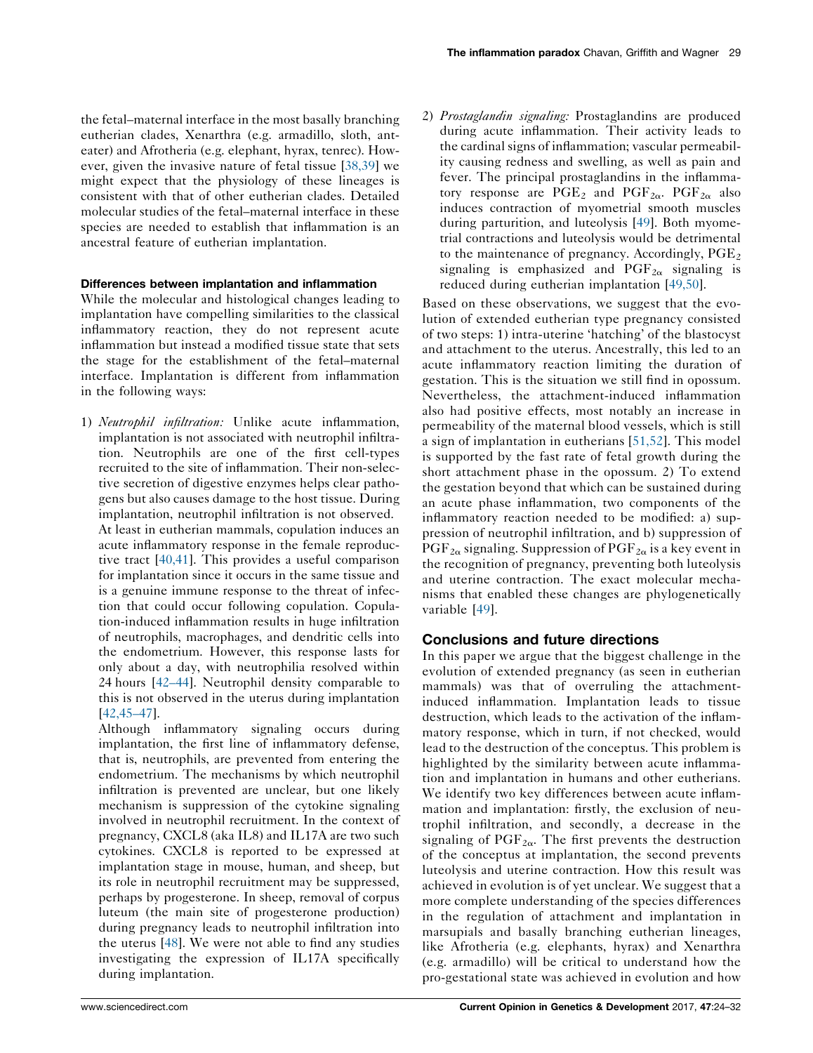the fetal–maternal interface in the most basally branching eutherian clades, Xenarthra (e.g. armadillo, sloth, anteater) and Afrotheria (e.g. elephant, hyrax, tenrec). However, given the invasive nature of fetal tissue [38,39] we might expect that the physiology of these lineages is consistent with that of other eutherian clades. Detailed molecular studies of the fetal–maternal interface in these species are needed to establish that inflammation is an ancestral feature of eutherian implantation.

### Differences between implantation and inflammation

While the molecular and histological changes leading to implantation have compelling similarities to the classical inflammatory reaction, they do not represent acute inflammation but instead a modified tissue state that sets the stage for the establishment of the fetal–maternal interface. Implantation is different from inflammation in the following ways:

1) *Neutrophil infiltration:* Unlike acute inflammation, implantation is not associated with neutrophil infiltration. Neutrophils are one of the first cell-types recruited to the site of inflammation. Their non-selective secretion of digestive enzymes helps clear pathogens but also causes damage to the host tissue. During implantation, neutrophil infiltration is not observed.
   At least in eutherian mammals, copulation induces an acute inflammatory response in the female reproductive tract [40,41]. This provides a useful comparison for implantation since it occurs in the same tissue and is a genuine immune response to the threat of infection that could occur following copulation. Copulation-induced inflammation results in huge infiltration of neutrophils, macrophages, and dendritic cells into the endometrium. However, this response lasts for only about a day, with neutrophilia resolved within 24 hours [42–44]. Neutrophil density comparable to this is not observed in the uterus during implantation [42,45–47].
   Although inflammatory signaling occurs during implantation, the first line of inflammatory defense, that is, neutrophils, are prevented from entering the endometrium. The mechanisms by which neutrophil infiltration is prevented are unclear, but one likely mechanism is suppression of the cytokine signaling involved in neutrophil recruitment. In the context of pregnancy, CXCL8 (aka IL8) and IL17A are two such cytokines. CXCL8 is reported to be expressed at implantation stage in mouse, human, and sheep, but its role in neutrophil recruitment may be suppressed, perhaps by progesterone. In sheep, removal of corpus luteum (the main site of progesterone production) during pregnancy leads to neutrophil infiltration into the uterus [48]. We were not able to find any studies investigating the expression of IL17A specifically during implantation.
2) *Prostaglandin signaling:* Prostaglandins are produced during acute inflammation. Their activity leads to the cardinal signs of inflammation; vascular permeability causing redness and swelling, as well as pain and fever. The principal prostaglandins in the inflammatory response are $PGE_2$ and $PGF_{2\alpha}$. $PGF_{2\alpha}$ also induces contraction of myometrial smooth muscles during parturition, and luteolysis [49]. Both myometrial contractions and luteolysis would be detrimental to the maintenance of pregnancy. Accordingly, $PGE_2$ signaling is emphasized and $PGF_{2\alpha}$ signaling is reduced during eutherian implantation [49,50].

Based on these observations, we suggest that the evolution of extended eutherian type pregnancy consisted of two steps: 1) intra-uterine 'hatching' of the blastocyst and attachment to the uterus. Ancestrally, this led to an acute inflammatory reaction limiting the duration of gestation. This is the situation we still find in opossum. Nevertheless, the attachment-induced inflammation also had positive effects, most notably an increase in permeability of the maternal blood vessels, which is still a sign of implantation in eutherians [51,52]. This model is supported by the fast rate of fetal growth during the short attachment phase in the opossum. 2) To extend the gestation beyond that which can be sustained during an acute phase inflammation, two components of the inflammatory reaction needed to be modified: a) suppression of neutrophil infiltration, and b) suppression of $PGF_{2\alpha}$ signaling. Suppression of $PGF_{2\alpha}$ is a key event in the recognition of pregnancy, preventing both luteolysis and uterine contraction. The exact molecular mechanisms that enabled these changes are phylogenetically variable [49].

## Conclusions and future directions

In this paper we argue that the biggest challenge in the evolution of extended pregnancy (as seen in eutherian mammals) was that of overruling the attachment-induced inflammation. Implantation leads to tissue destruction, which leads to the activation of the inflammatory response, which in turn, if not checked, would lead to the destruction of the conceptus. This problem is highlighted by the similarity between acute inflammation and implantation in humans and other eutherians. We identify two key differences between acute inflammation and implantation: firstly, the exclusion of neutrophil infiltration, and secondly, a decrease in the signaling of $PGF_{2\alpha}$. The first prevents the destruction of the conceptus at implantation, the second prevents luteolysis and uterine contraction. How this result was achieved in evolution is of yet unclear. We suggest that a more complete understanding of the species differences in the regulation of attachment and implantation in marsupials and basally branching eutherian lineages, like Afrotheria (e.g. elephants, hyrax) and Xenarthra (e.g. armadillo) will be critical to understand how the pro-gestational state was achieved in evolution and how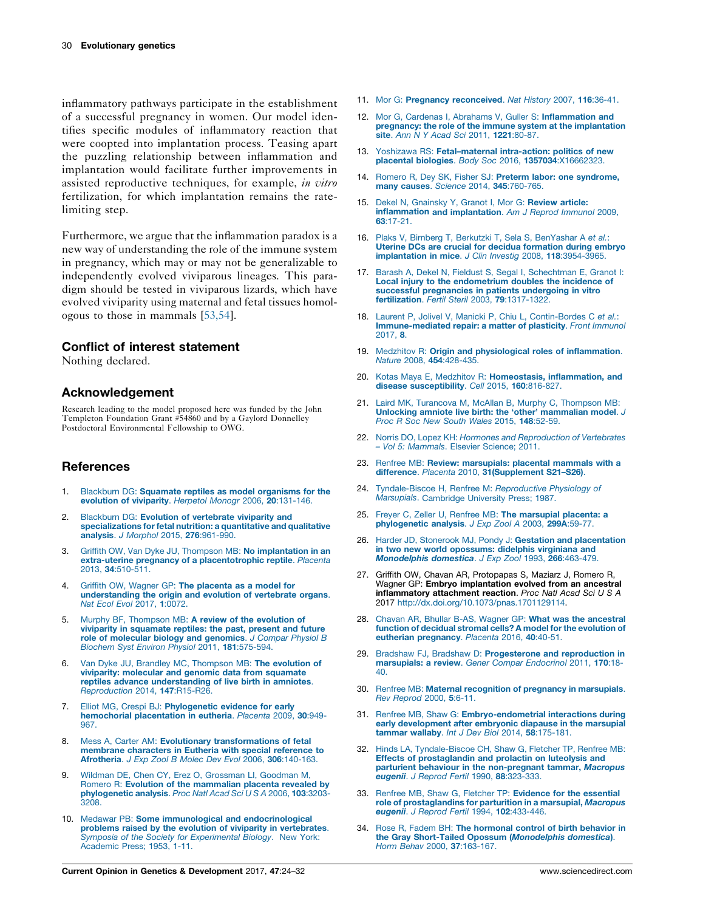inflammatory pathways participate in the establishment of a successful pregnancy in women. Our model identifies specific modules of inflammatory reaction that were coopted into implantation process. Teasing apart the puzzling relationship between inflammation and implantation would facilitate further improvements in assisted reproductive techniques, for example, *in vitro* fertilization, for which implantation remains the rate-limiting step.

Furthermore, we argue that the inflammation paradox is a new way of understanding the role of the immune system in pregnancy, which may or may not be generalizable to independently evolved viviparous lineages. This paradigm should be tested in viviparous lizards, which have evolved viviparity using maternal and fetal tissues homologous to those in mammals [53,54].

## Conflict of interest statement

Nothing declared.

## Acknowledgement

Research leading to the model proposed here was funded by the John Templeton Foundation Grant #54860 and by a Gaylord Donnelley Postdoctoral Environmental Fellowship to OWG.

## References

1. Blackburn DG: **Squamate reptiles as model organisms for the evolution of viviparity**. *Herpetol Monogr* 2006, **20**:131-146.
2. Blackburn DG: **Evolution of vertebrate viviparity and specializations for fetal nutrition: a quantitative and qualitative analysis**. *J Morphol* 2015, **276**:961-990.
3. Griffith OW, Van Dyke JU, Thompson MB: **No implantation in an extra-uterine pregnancy of a placentotrophic reptile**. *Placenta* 2013, **34**:510-511.
4. Griffith OW, Wagner GP: **The placenta as a model for understanding the origin and evolution of vertebrate organs**. *Nat Ecol Evol* 2017, **1**:0072.
5. Murphy BF, Thompson MB: **A review of the evolution of viviparity in squamate reptiles: the past, present and future role of molecular biology and genomics**. *J Compar Physiol B Biochem Syst Environ Physiol* 2011, **181**:575-594.
6. Van Dyke JU, Brandley MC, Thompson MB: **The evolution of viviparity: molecular and genomic data from squamate reptiles advance understanding of live birth in amniotes**. *Reproduction* 2014, **147**:R15-R26.
7. Elliot MG, Crespi BJ: **Phylogenetic evidence for early hemochorial placentation in eutheria**. *Placenta* 2009, **30**:949-967.
8. Mess A, Carter AM: **Evolutionary transformations of fetal membrane characters in Eutheria with special reference to Afrotheria**. *J Exp Zool B Molec Dev Evol* 2006, **306**:140-163.
9. Wildman DE, Chen CY, Erez O, Grossman LI, Goodman M, Romero R: **Evolution of the mammalian placenta revealed by phylogenetic analysis**. *Proc Natl Acad Sci U S A* 2006, **103**:3203-3208.
10. Medawar PB: **Some immunological and endocrinological problems raised by the evolution of viviparity in vertebrates**. *Symposia of the Society for Experimental Biology*. New York: Academic Press; 1953, 1-11.
11. Mor G: **Pregnancy reconceived**. *Nat History* 2007, **116**:36-41.
12. Mor G, Cardenas I, Abrahams V, Guller S: **Inflammation and pregnancy: the role of the immune system at the implantation site**. *Ann N Y Acad Sci* 2011, **1221**:80-87.
13. Yoshizawa RS: **Fetal–maternal intra-action: politics of new placental biologies**. *Body Soc* 2016, **1357034**:X16662323.
14. Romero R, Dey SK, Fisher SJ: **Preterm labor: one syndrome, many causes**. *Science* 2014, **345**:760-765.
15. Dekel N, Gnainsky Y, Granot I, Mor G: **Review article: inflammation and implantation**. *Am J Reprod Immunol* 2009, **63**:17-21.
16. Plaks V, Birnberg T, Berkutzki T, Sela S, BenYashar A *et al.*: **Uterine DCs are crucial for decidua formation during embryo implantation in mice**. *J Clin Investig* 2008, **118**:3954-3965.
17. Barash A, Dekel N, Fieldust S, Segal I, Schechtman E, Granot I: **Local injury to the endometrium doubles the incidence of successful pregnancies in patients undergoing in vitro fertilization**. *Fertil Steril* 2003, **79**:1317-1322.
18. Laurent P, Jolivel V, Manicki P, Chiu L, Contin-Bordes C *et al.*: **Immune-mediated repair: a matter of plasticity**. *Front Immunol* 2017, **8**.
19. Medzhitov R: **Origin and physiological roles of inflammation**. *Nature* 2008, **454**:428-435.
20. Kotas Maya E, Medzhitov R: **Homeostasis, inflammation, and disease susceptibility**. *Cell* 2015, **160**:816-827.
21. Laird MK, Turancova M, McAllan B, Murphy C, Thompson MB: **Unlocking amniote live birth: the 'other' mammalian model**. *J Proc R Soc New South Wales* 2015, **148**:52-59.
22. Norris DO, Lopez KH: *Hormones and Reproduction of Vertebrates – Vol 5: Mammals*. Elsevier Science; 2011.
23. Renfree MB: **Review: marsupials: placental mammals with a difference**. *Placenta* 2010, **31(Supplement S21–S26)**.
24. Tyndale-Biscoe H, Renfree M: *Reproductive Physiology of Marsupials*. Cambridge University Press; 1987.
25. Freyer C, Zeller U, Renfree MB: **The marsupial placenta: a phylogenetic analysis**. *J Exp Zool A* 2003, **299A**:59-77.
26. Harder JD, Stonerook MJ, Pondy J: **Gestation and placentation in two new world opossums: didelphis virginiana and *Monodelphis domestica***. *J Exp Zool* 1993, **266**:463-479.
27. Griffith OW, Chavan AR, Protopapas S, Maziarz J, Romero R, Wagner GP: **Embryo implantation evolved from an ancestral inflammatory attachment reaction**. *Proc Natl Acad Sci U S A* 2017 http://dx.doi.org/10.1073/pnas.1701129114.
28. Chavan AR, Bhullar B-AS, Wagner GP: **What was the ancestral function of decidual stromal cells? A model for the evolution of eutherian pregnancy**. *Placenta* 2016, **40**:40-51.
29. Bradshaw FJ, Bradshaw D: **Progesterone and reproduction in marsupials: a review**. *Gener Compar Endocrinol* 2011, **170**:18-40.
30. Renfree MB: **Maternal recognition of pregnancy in marsupials**. *Rev Reprod* 2000, **5**:6-11.
31. Renfree MB, Shaw G: **Embryo-endometrial interactions during early development after embryonic diapause in the marsupial tammar wallaby**. *Int J Dev Biol* 2014, **58**:175-181.
32. Hinds LA, Tyndale-Biscoe CH, Shaw G, Fletcher TP, Renfree MB: **Effects of prostaglandin and prolactin on luteolysis and parturient behaviour in the non-pregnant tammar, *Macropus eugenii***. *J Reprod Fertil* 1990, **88**:323-333.
33. Renfree MB, Shaw G, Fletcher TP: **Evidence for the essential role of prostaglandins for parturition in a marsupial, *Macropus eugenii***. *J Reprod Fertil* 1994, **102**:433-446.
34. Rose R, Fadem BH: **The hormonal control of birth behavior in the Gray Short-Tailed Opossum (*Monodelphis domestica*)**. *Horm Behav* 2000, **37**:163-167.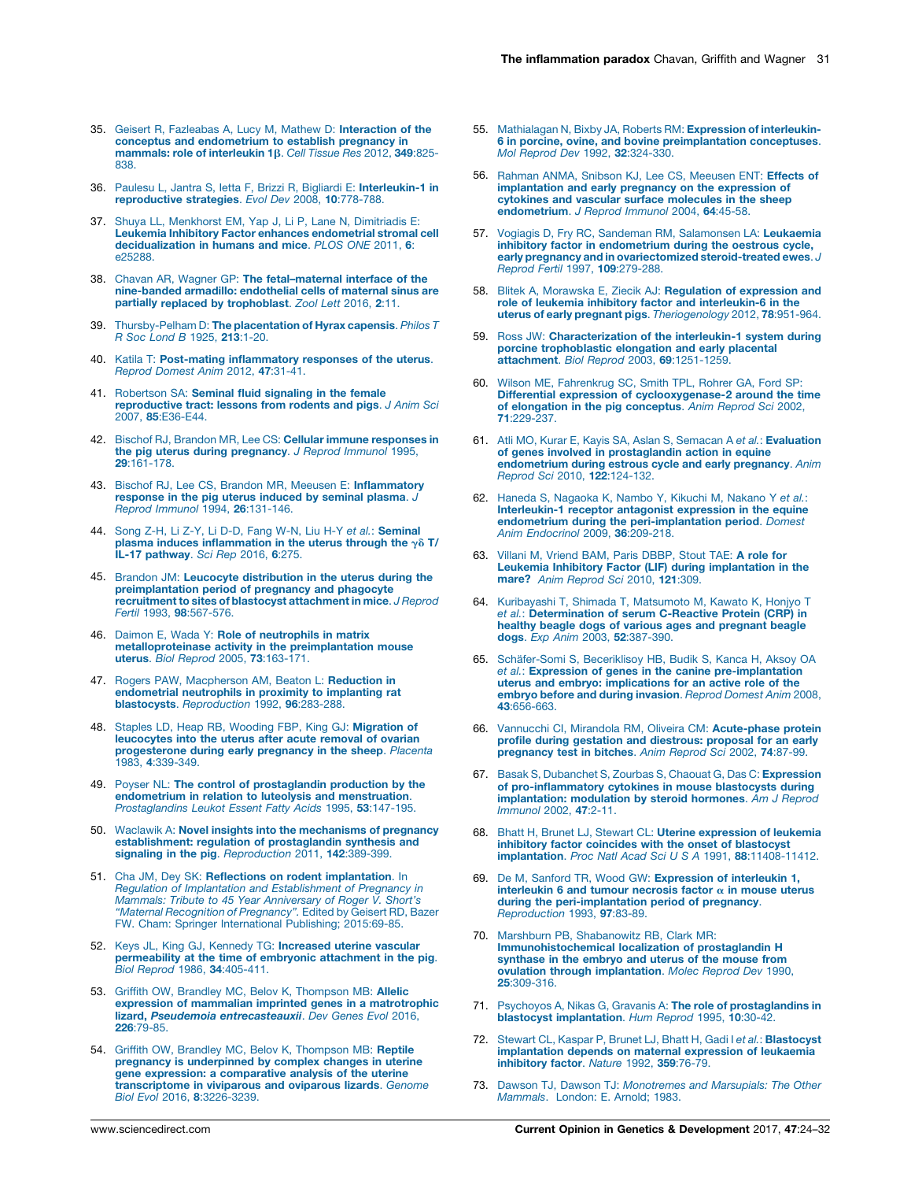35. Geisert R, Fazleabas A, Lucy M, Mathew D: **Interaction of the conceptus and endometrium to establish pregnancy in mammals: role of interleukin 1β**. *Cell Tissue Res* 2012, **349**:825-838.

36. Paulesu L, Jantra S, Ietta F, Brizzi R, Bigliardi E: **Interleukin-1 in reproductive strategies**. *Evol Dev* 2008, **10**:778-788.

37. Shuya LL, Menkhorst EM, Yap J, Li P, Lane N, Dimitriadis E: **Leukemia Inhibitory Factor enhances endometrial stromal cell decidualization in humans and mice**. *PLOS ONE* 2011, **6**:e25288.

38. Chavan AR, Wagner GP: **The fetal–maternal interface of the nine-banded armadillo: endothelial cells of maternal sinus are partially replaced by trophoblast**. *Zool Lett* 2016, **2**:11.

39. Thursby-Pelham D: **The placentation of Hyrax capensis**. *Philos T R Soc Lond B* 1925, **213**:1-20.

40. Katila T: **Post-mating inflammatory responses of the uterus**. *Reprod Domest Anim* 2012, **47**:31-41.

41. Robertson SA: **Seminal fluid signaling in the female reproductive tract: lessons from rodents and pigs**. *J Anim Sci* 2007, **85**:E36-E44.

42. Bischof RJ, Brandon MR, Lee CS: **Cellular immune responses in the pig uterus during pregnancy**. *J Reprod Immunol* 1995, **29**:161-178.

43. Bischof RJ, Lee CS, Brandon MR, Meeusen E: **Inflammatory response in the pig uterus induced by seminal plasma**. *J Reprod Immunol* 1994, **26**:131-146.

44. Song Z-H, Li Z-Y, Li D-D, Fang W-N, Liu H-Y *et al.*: **Seminal plasma induces inflammation in the uterus through the γδ T/IL-17 pathway**. *Sci Rep* 2016, **6**:275.

45. Brandon JM: **Leucocyte distribution in the uterus during the preimplantation period of pregnancy and phagocyte recruitment to sites of blastocyst attachment in mice**. *J Reprod Fertil* 1993, **98**:567-576.

46. Daimon E, Wada Y: **Role of neutrophils in matrix metalloproteinase activity in the preimplantation mouse uterus**. *Biol Reprod* 2005, **73**:163-171.

47. Rogers PAW, Macpherson AM, Beaton L: **Reduction in endometrial neutrophils in proximity to implanting rat blastocysts**. *Reproduction* 1992, **96**:283-288.

48. Staples LD, Heap RB, Wooding FBP, King GJ: **Migration of leucocytes into the uterus after acute removal of ovarian progesterone during early pregnancy in the sheep**. *Placenta* 1983, **4**:339-349.

49. Poyser NL: **The control of prostaglandin production by the endometrium in relation to luteolysis and menstruation**. *Prostaglandins Leukot Essent Fatty Acids* 1995, **53**:147-195.

50. Waclawik A: **Novel insights into the mechanisms of pregnancy establishment: regulation of prostaglandin synthesis and signaling in the pig**. *Reproduction* 2011, **142**:389-399.

51. Cha JM, Dey SK: **Reflections on rodent implantation**. In *Regulation of Implantation and Establishment of Pregnancy in Mammals: Tribute to 45 Year Anniversary of Roger V. Short's "Maternal Recognition of Pregnancy"*. Edited by Geisert RD, Bazer FW. Cham: Springer International Publishing; 2015:69-85.

52. Keys JL, King GJ, Kennedy TG: **Increased uterine vascular permeability at the time of embryonic attachment in the pig**. *Biol Reprod* 1986, **34**:405-411.

53. Griffith OW, Brandley MC, Belov K, Thompson MB: **Allelic expression of mammalian imprinted genes in a matrotrophic lizard, *Pseudemoia entrecasteauxii***. *Dev Genes Evol* 2016, **226**:79-85.

54. Griffith OW, Brandley MC, Belov K, Thompson MB: **Reptile pregnancy is underpinned by complex changes in uterine gene expression: a comparative analysis of the uterine transcriptome in viviparous and oviparous lizards**. *Genome Biol Evol* 2016, **8**:3226-3239.

55. Mathialagan N, Bixby JA, Roberts RM: **Expression of interleukin-6 in porcine, ovine, and bovine preimplantation conceptuses**. *Mol Reprod Dev* 1992, **32**:324-330.

56. Rahman ANMA, Snibson KJ, Lee CS, Meeusen ENT: **Effects of implantation and early pregnancy on the expression of cytokines and vascular surface molecules in the sheep endometrium**. *J Reprod Immunol* 2004, **64**:45-58.

57. Vogiagis D, Fry RC, Sandeman RM, Salamonsen LA: **Leukaemia inhibitory factor in endometrium during the oestrous cycle, early pregnancy and in ovariectomized steroid-treated ewes**. *J Reprod Fertil* 1997, **109**:279-288.

58. Blitek A, Morawska E, Ziecik AJ: **Regulation of expression and role of leukemia inhibitory factor and interleukin-6 in the uterus of early pregnant pigs**. *Theriogenology* 2012, **78**:951-964.

59. Ross JW: **Characterization of the interleukin-1 system during porcine trophoblastic elongation and early placental attachment**. *Biol Reprod* 2003, **69**:1251-1259.

60. Wilson ME, Fahrenkrug SC, Smith TPL, Rohrer GA, Ford SP: **Differential expression of cyclooxygenase-2 around the time of elongation in the pig conceptus**. *Anim Reprod Sci* 2002, **71**:229-237.

61. Atli MO, Kurar E, Kayis SA, Aslan S, Semacan A *et al.*: **Evaluation of genes involved in prostaglandin action in equine endometrium during estrous cycle and early pregnancy**. *Anim Reprod Sci* 2010, **122**:124-132.

62. Haneda S, Nagaoka K, Nambo Y, Kikuchi M, Nakano Y *et al.*: **Interleukin-1 receptor antagonist expression in the equine endometrium during the peri-implantation period**. *Domest Anim Endocrinol* 2009, **36**:209-218.

63. Villani M, Vriend BAM, Paris DBBP, Stout TAE: **A role for Leukemia Inhibitory Factor (LIF) during implantation in the mare?** *Anim Reprod Sci* 2010, **121**:309.

64. Kuribayashi T, Shimada T, Matsumoto M, Kawato K, Honjyo T *et al.*: **Determination of serum C-Reactive Protein (CRP) in healthy beagle dogs of various ages and pregnant beagle dogs**. *Exp Anim* 2003, **52**:387-390.

65. Schäfer-Somi S, Beceriklisoy HB, Budik S, Kanca H, Aksoy OA *et al.*: **Expression of genes in the canine pre-implantation uterus and embryo: implications for an active role of the embryo before and during invasion**. *Reprod Domest Anim* 2008, **43**:656-663.

66. Vannucchi CI, Mirandola RM, Oliveira CM: **Acute-phase protein profile during gestation and diestrous: proposal for an early pregnancy test in bitches**. *Anim Reprod Sci* 2002, **74**:87-99.

67. Basak S, Dubanchet S, Zourbas S, Chaouat G, Das C: **Expression of pro-inflammatory cytokines in mouse blastocysts during implantation: modulation by steroid hormones**. *Am J Reprod Immunol* 2002, **47**:2-11.

68. Bhatt H, Brunet LJ, Stewart CL: **Uterine expression of leukemia inhibitory factor coincides with the onset of blastocyst implantation**. *Proc Natl Acad Sci U S A* 1991, **88**:11408-11412.

69. De M, Sanford TR, Wood GW: **Expression of interleukin 1, interleukin 6 and tumour necrosis factor α in mouse uterus during the peri-implantation period of pregnancy**. *Reproduction* 1993, **97**:83-89.

70. Marshburn PB, Shabanowitz RB, Clark MR: **Immunohistochemical localization of prostaglandin H synthase in the embryo and uterus of the mouse from ovulation through implantation**. *Molec Reprod Dev* 1990, **25**:309-316.

71. Psychoyos A, Nikas G, Gravanis A: **The role of prostaglandins in blastocyst implantation**. *Hum Reprod* 1995, **10**:30-42.

72. Stewart CL, Kaspar P, Brunet LJ, Bhatt H, Gadi I *et al.*: **Blastocyst implantation depends on maternal expression of leukaemia inhibitory factor**. *Nature* 1992, **359**:76-79.

73. Dawson TJ, Dawson TJ: *Monotremes and Marsupials: The Other Mammals*. London: E. Arnold; 1983.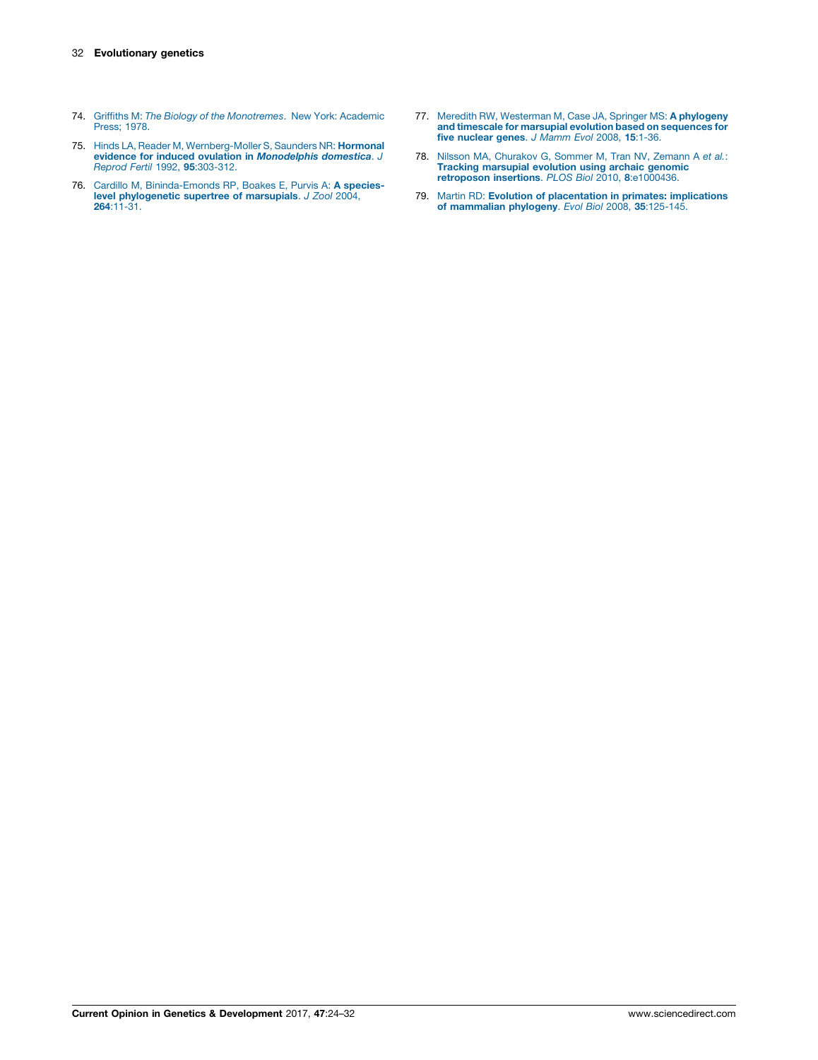74. Griffiths M: *The Biology of the Monotremes*. New York: Academic Press; 1978.

75. Hinds LA, Reader M, Wernberg-Moller S, Saunders NR: **Hormonal evidence for induced ovulation in *Monodelphis domestica***. *J Reprod Fertil* 1992, **95**:303-312.

76. Cardillo M, Bininda-Emonds RP, Boakes E, Purvis A: **A species-level phylogenetic supertree of marsupials**. *J Zool* 2004, **264**:11-31.

77. Meredith RW, Westerman M, Case JA, Springer MS: **A phylogeny and timescale for marsupial evolution based on sequences for five nuclear genes**. *J Mamm Evol* 2008, **15**:1-36.

78. Nilsson MA, Churakov G, Sommer M, Tran NV, Zemann A *et al.*: **Tracking marsupial evolution using archaic genomic retroposon insertions**. *PLOS Biol* 2010, **8**:e1000436.

79. Martin RD: **Evolution of placentation in primates: implications of mammalian phylogeny**. *Evol Biol* 2008, **35**:125-145.